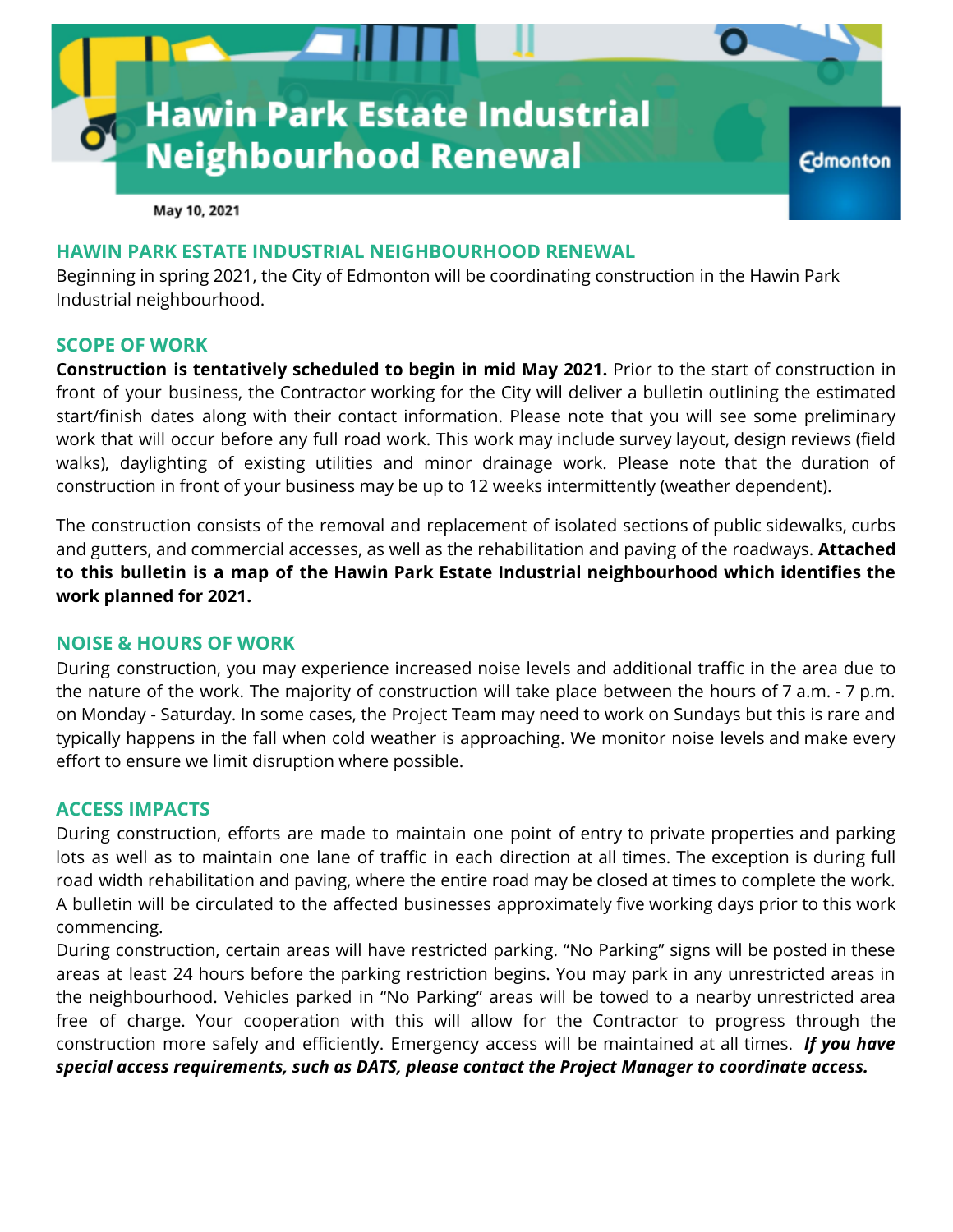# Hawin Park Estate Industrial Neighbourhood Renewal

Edmonton

May 10, 2021

## HAWIN PARK ESTATE INDUSTRIAL NEIGHBOURHOOD RENEWAL

Beginning in spring 2021, the City of Edmonton will be coordinating construction in the Hawin Park Industrial neighbourhood.

## SCOPE OF WORK

**Construction is tentatively scheduled to begin in mid May 2021.** Prior to the start of construction in front of your business, the Contractor working for the City will deliver a bulletin outlining the estimated start/finish dates along with their contact information. Please note that you will see some preliminary work that will occur before any full road work. This work may include survey layout, design reviews (field walks), daylighting of existing utilities and minor drainage work. Please note that the duration of construction in front of your business may be up to 12 weeks intermittently (weather dependent).

The construction consists of the removal and replacement of isolated sections of public sidewalks, curbs and gutters, and commercial accesses, as well as the rehabilitation and paving of the roadways. **Attached to this bulletin is a map of the Hawin Park Estate Industrial neighbourhood which identifies the work planned for 2021.**

## NOISE & HOURS OF WORK

During construction, you may experience increased noise levels and additional traffic in the area due to the nature of the work. The majority of construction will take place between the hours of 7 a.m. - 7 p.m. on Monday - Saturday. In some cases, the Project Team may need to work on Sundays but this is rare and typically happens in the fall when cold weather is approaching. We monitor noise levels and make every effort to ensure we limit disruption where possible.

## ACCESS IMPACTS

During construction, efforts are made to maintain one point of entry to private properties and parking lots as well as to maintain one lane of traffic in each direction at all times. The exception is during full road width rehabilitation and paving, where the entire road may be closed at times to complete the work. A bulletin will be circulated to the affected businesses approximately five working days prior to this work commencing.

During construction, certain areas will have restricted parking. "No Parking" signs will be posted in these areas at least 24 hours before the parking restriction begins. You may park in any unrestricted areas in the neighbourhood. Vehicles parked in "No Parking" areas will be towed to a nearby unrestricted area free of charge. Your cooperation with this will allow for the Contractor to progress through the construction more safely and efficiently. Emergency access will be maintained at all times. ***If you have special access requirements, such as DATS, please contact the Project Manager to coordinate access.***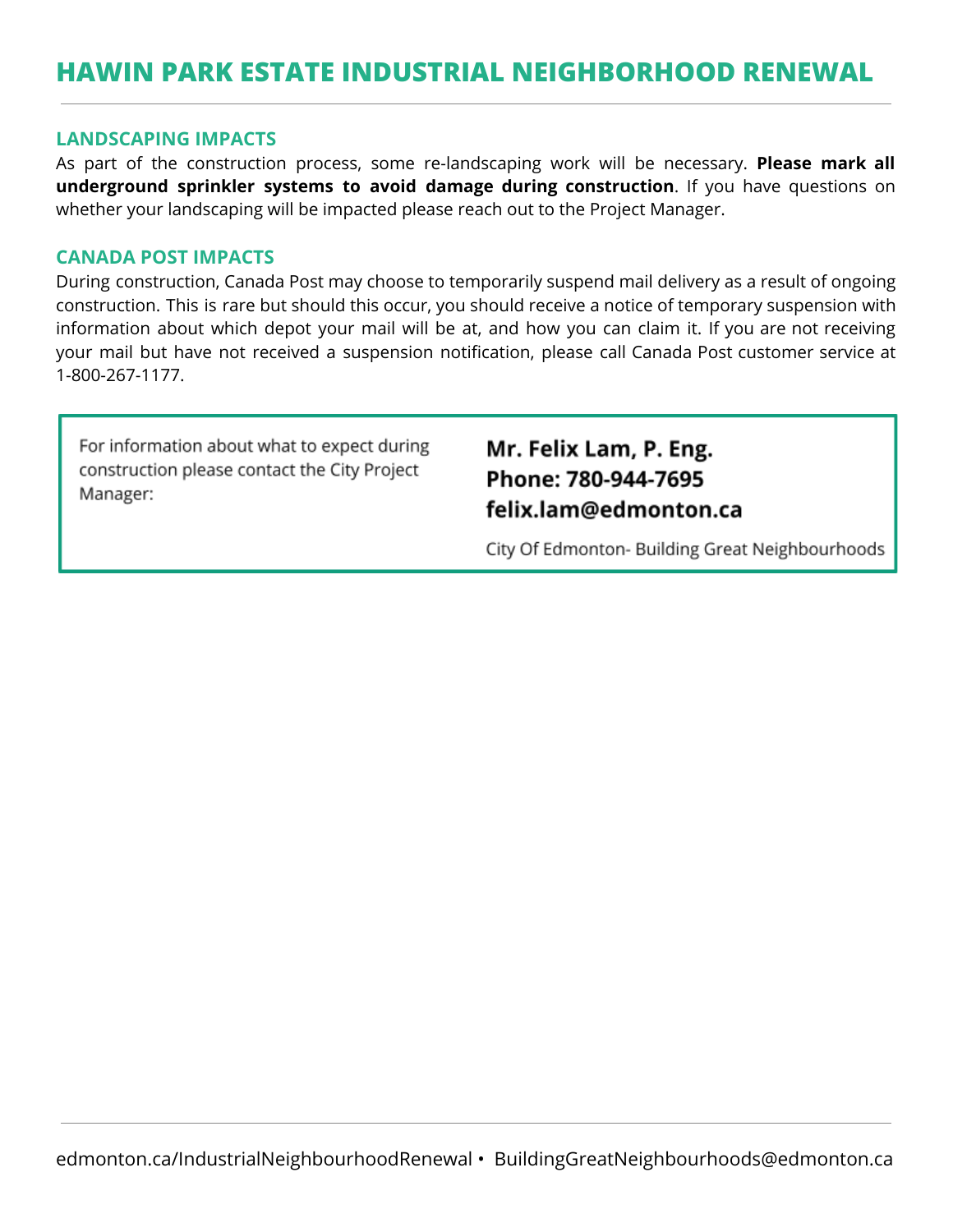# HAWIN PARK ESTATE INDUSTRIAL NEIGHBORHOOD RENEWAL

## LANDSCAPING IMPACTS

As part of the construction process, some re-landscaping work will be necessary. **Please mark all underground sprinkler systems to avoid damage during construction**. If you have questions on whether your landscaping will be impacted please reach out to the Project Manager.

## CANADA POST IMPACTS

During construction, Canada Post may choose to temporarily suspend mail delivery as a result of ongoing construction. This is rare but should this occur, you should receive a notice of temporary suspension with information about which depot your mail will be at, and how you can claim it. If you are not receiving your mail but have not received a suspension notification, please call Canada Post customer service at 1-800-267-1177.

For information about what to expect during construction please contact the City Project Manager:

**Mr. Felix Lam, P. Eng.**
**Phone: 780-944-7695**
**felix.lam@edmonton.ca**

City Of Edmonton- Building Great Neighbourhoods

edmonton.ca/IndustrialNeighbourhoodRenewal • BuildingGreatNeighbourhoods@edmonton.ca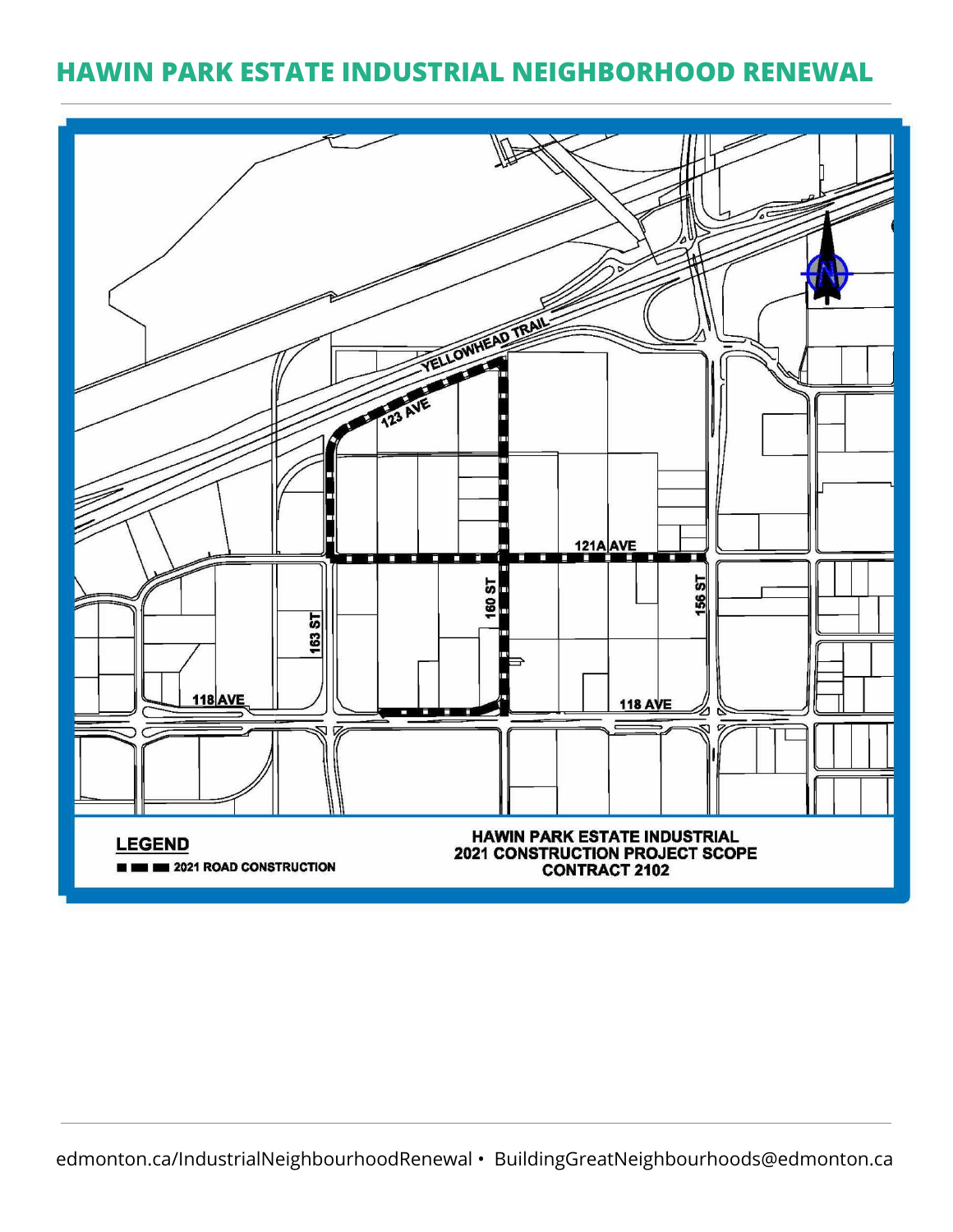# HAWIN PARK ESTATE INDUSTRIAL NEIGHBORHOOD RENEWAL

YELLOWHEAD TRAIL

123 AVE

121A AVE

163 ST

160 ST

156 ST

118 AVE

118 AVE

**LEGEND**

2021 ROAD CONSTRUCTION

**HAWIN PARK ESTATE INDUSTRIAL**
**2021 CONSTRUCTION PROJECT SCOPE**
**CONTRACT 2102**

edmonton.ca/IndustrialNeighbourhoodRenewal • BuildingGreatNeighbourhoods@edmonton.ca